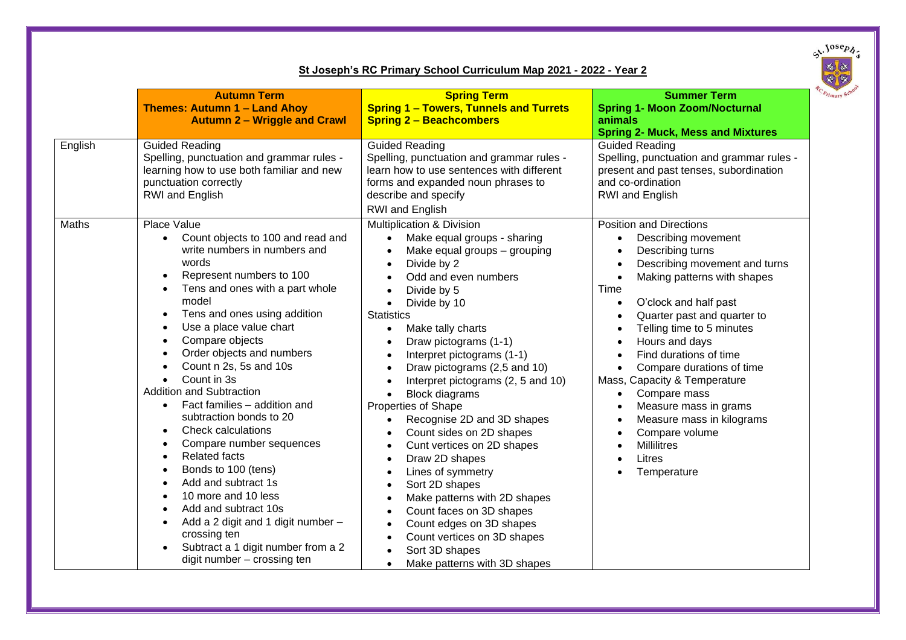## St Joseph's RC Primary School Curriculum Map 2021 - 2022 - Year 2

| | **Autumn Term**<br>**Themes: Autumn 1 – Land Ahoy**<br>**Autumn 2 – Wriggle and Crawl** | **Spring Term**<br>**Spring 1 – Towers, Tunnels and Turrets**<br>**Spring 2 – Beachcombers** | **Summer Term**<br>**Spring 1- Moon Zoom/Nocturnal animals**<br>**Spring 2- Muck, Mess and Mixtures** |
|---|---|---|---|
| English | Guided Reading<br>Spelling, punctuation and grammar rules - learning how to use both familiar and new punctuation correctly<br>RWI and English | Guided Reading<br>Spelling, punctuation and grammar rules - learn how to use sentences with different forms and expanded noun phrases to describe and specify<br>RWI and English | Guided Reading<br>Spelling, punctuation and grammar rules - present and past tenses, subordination and co-ordination<br>RWI and English |
| Maths | Place Value<br>• Count objects to 100 and read and write numbers in numbers and words<br>• Represent numbers to 100<br>• Tens and ones with a part whole model<br>• Tens and ones using addition<br>• Use a place value chart<br>• Compare objects<br>• Order objects and numbers<br>• Count n 2s, 5s and 10s<br>• Count in 3s<br>Addition and Subtraction<br>• Fact families – addition and subtraction bonds to 20<br>• Check calculations<br>• Compare number sequences<br>• Related facts<br>• Bonds to 100 (tens)<br>• Add and subtract 1s<br>• 10 more and 10 less<br>• Add and subtract 10s<br>• Add a 2 digit and 1 digit number – crossing ten<br>• Subtract a 1 digit number from a 2 digit number – crossing ten | Multiplication & Division<br>• Make equal groups - sharing<br>• Make equal groups – grouping<br>• Divide by 2<br>• Odd and even numbers<br>• Divide by 5<br>• Divide by 10<br>Statistics<br>• Make tally charts<br>• Draw pictograms (1-1)<br>• Interpret pictograms (1-1)<br>• Draw pictograms (2,5 and 10)<br>• Interpret pictograms (2, 5 and 10)<br>• Block diagrams<br>Properties of Shape<br>• Recognise 2D and 3D shapes<br>• Count sides on 2D shapes<br>• Cunt vertices on 2D shapes<br>• Draw 2D shapes<br>• Lines of symmetry<br>• Sort 2D shapes<br>• Make patterns with 2D shapes<br>• Count faces on 3D shapes<br>• Count edges on 3D shapes<br>• Count vertices on 3D shapes<br>• Sort 3D shapes<br>• Make patterns with 3D shapes | Position and Directions<br>• Describing movement<br>• Describing turns<br>• Describing movement and turns<br>• Making patterns with shapes<br>Time<br>• O'clock and half past<br>• Quarter past and quarter to<br>• Telling time to 5 minutes<br>• Hours and days<br>• Find durations of time<br>• Compare durations of time<br>Mass, Capacity & Temperature<br>• Compare mass<br>• Measure mass in grams<br>• Measure mass in kilograms<br>• Compare volume<br>• Millilitres<br>• Litres<br>• Temperature |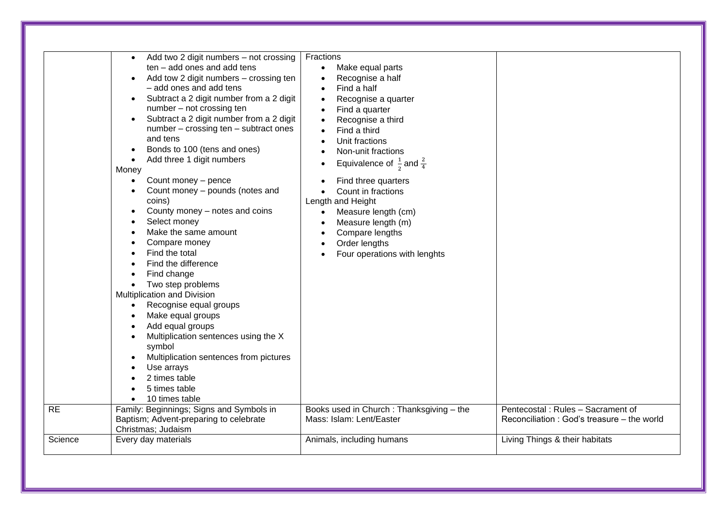| | | | |
|---|---|---|---|
| | • Add two 2 digit numbers – not crossing ten – add ones and add tens<br>• Add tow 2 digit numbers – crossing ten – add ones and add tens<br>• Subtract a 2 digit number from a 2 digit number – not crossing ten<br>• Subtract a 2 digit number from a 2 digit number – crossing ten – subtract ones and tens<br>• Bonds to 100 (tens and ones)<br>• Add three 1 digit numbers<br>Money<br>• Count money – pence<br>• Count money – pounds (notes and coins)<br>• County money – notes and coins<br>• Select money<br>• Make the same amount<br>• Compare money<br>• Find the total<br>• Find the difference<br>• Find change<br>• Two step problems<br>Multiplication and Division<br>• Recognise equal groups<br>• Make equal groups<br>• Add equal groups<br>• Multiplication sentences using the X symbol<br>• Multiplication sentences from pictures<br>• Use arrays<br>• 2 times table<br>• 5 times table<br>• 10 times table | Fractions<br>• Make equal parts<br>• Recognise a half<br>• Find a half<br>• Recognise a quarter<br>• Find a quarter<br>• Recognise a third<br>• Find a third<br>• Unit fractions<br>• Non-unit fractions<br>• Equivalence of $\frac{1}{2}$ and $\frac{2}{4}$<br>• Find three quarters<br>• Count in fractions<br>Length and Height<br>• Measure length (cm)<br>• Measure length (m)<br>• Compare lengths<br>• Order lengths<br>• Four operations with lenghts | |
| RE | Family: Beginnings; Signs and Symbols in Baptism; Advent-preparing to celebrate Christmas; Judaism | Books used in Church : Thanksgiving – the Mass: Islam: Lent/Easter | Pentecostal : Rules – Sacrament of Reconciliation : God's treasure – the world |
| Science | Every day materials | Animals, including humans | Living Things & their habitats |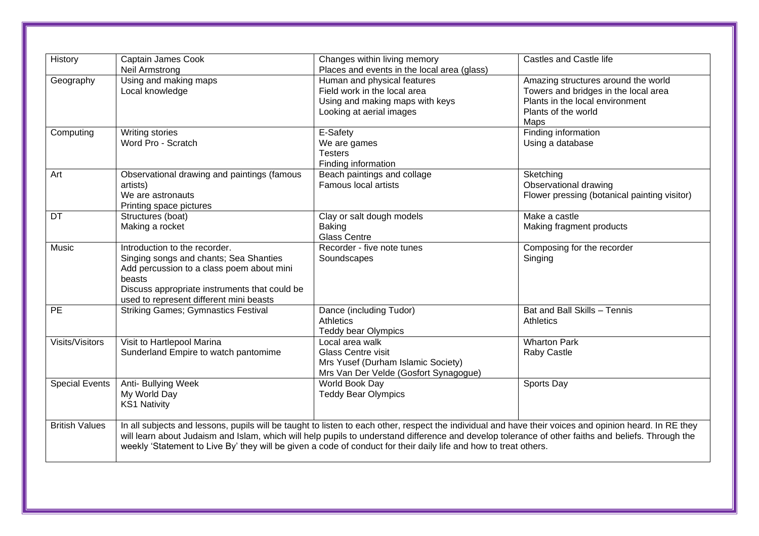| | | | |
|---|---|---|---|
| History | Captain James Cook<br>Neil Armstrong | Changes within living memory<br>Places and events in the local area (glass) | Castles and Castle life |
| Geography | Using and making maps<br>Local knowledge | Human and physical features<br>Field work in the local area<br>Using and making maps with keys<br>Looking at aerial images | Amazing structures around the world<br>Towers and bridges in the local area<br>Plants in the local environment<br>Plants of the world<br>Maps |
| Computing | Writing stories<br>Word Pro - Scratch | E-Safety<br>We are games<br>Testers<br>Finding information | Finding information<br>Using a database |
| Art | Observational drawing and paintings (famous artists)<br>We are astronauts<br>Printing space pictures | Beach paintings and collage<br>Famous local artists | Sketching<br>Observational drawing<br>Flower pressing (botanical painting visitor) |
| DT | Structures (boat)<br>Making a rocket | Clay or salt dough models<br>Baking<br>Glass Centre | Make a castle<br>Making fragment products |
| Music | Introduction to the recorder.<br>Singing songs and chants; Sea Shanties<br>Add percussion to a class poem about mini beasts<br>Discuss appropriate instruments that could be used to represent different mini beasts | Recorder - five note tunes<br>Soundscapes | Composing for the recorder<br>Singing |
| PE | Striking Games; Gymnastics Festival | Dance (including Tudor)<br>Athletics<br>Teddy bear Olympics | Bat and Ball Skills – Tennis<br>Athletics |
| Visits/Visitors | Visit to Hartlepool Marina<br>Sunderland Empire to watch pantomime | Local area walk<br>Glass Centre visit<br>Mrs Yusef (Durham Islamic Society)<br>Mrs Van Der Velde (Gosfort Synagogue) | Wharton Park<br>Raby Castle |
| Special Events | Anti- Bullying Week<br>My World Day<br>KS1 Nativity | World Book Day<br>Teddy Bear Olympics | Sports Day |
| British Values | In all subjects and lessons, pupils will be taught to listen to each other, respect the individual and have their voices and opinion heard. In RE they will learn about Judaism and Islam, which will help pupils to understand difference and develop tolerance of other faiths and beliefs. Through the weekly 'Statement to Live By' they will be given a code of conduct for their daily life and how to treat others. | | |